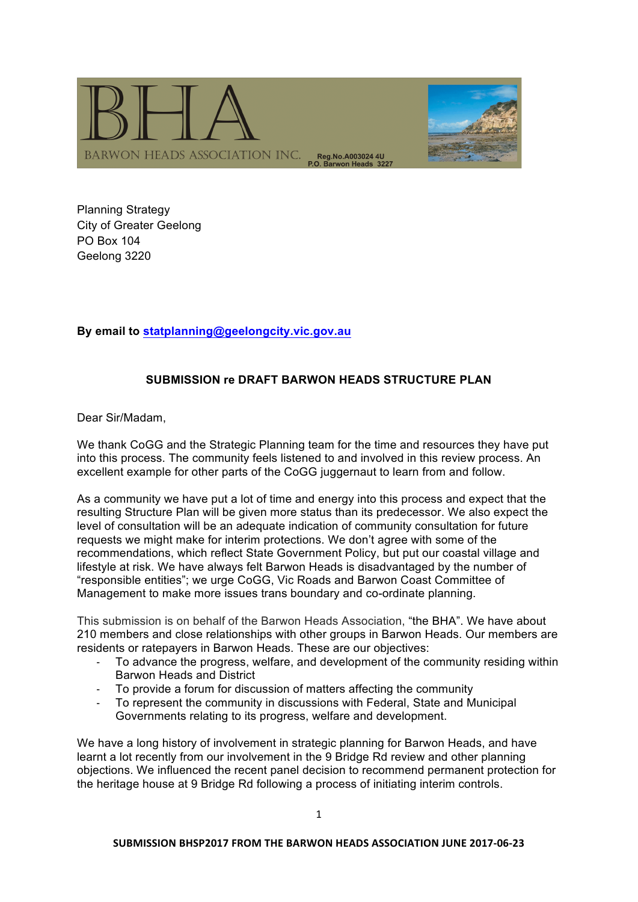BHA

BARWON HEADS ASSOCIATION INC.

Reg.No.A003024 4U
P.O. Barwon Heads 3227

Planning Strategy
City of Greater Geelong
PO Box 104
Geelong 3220

**By email to statplanning@geelongcity.vic.gov.au**

## SUBMISSION re DRAFT BARWON HEADS STRUCTURE PLAN

Dear Sir/Madam,

We thank CoGG and the Strategic Planning team for the time and resources they have put into this process. The community feels listened to and involved in this review process. An excellent example for other parts of the CoGG juggernaut to learn from and follow.

As a community we have put a lot of time and energy into this process and expect that the resulting Structure Plan will be given more status than its predecessor. We also expect the level of consultation will be an adequate indication of community consultation for future requests we might make for interim protections. We don't agree with some of the recommendations, which reflect State Government Policy, but put our coastal village and lifestyle at risk. We have always felt Barwon Heads is disadvantaged by the number of "responsible entities"; we urge CoGG, Vic Roads and Barwon Coast Committee of Management to make more issues trans boundary and co-ordinate planning.

This submission is on behalf of the Barwon Heads Association, "the BHA". We have about 210 members and close relationships with other groups in Barwon Heads. Our members are residents or ratepayers in Barwon Heads. These are our objectives:

- To advance the progress, welfare, and development of the community residing within Barwon Heads and District
- To provide a forum for discussion of matters affecting the community
- To represent the community in discussions with Federal, State and Municipal Governments relating to its progress, welfare and development.

We have a long history of involvement in strategic planning for Barwon Heads, and have learnt a lot recently from our involvement in the 9 Bridge Rd review and other planning objections. We influenced the recent panel decision to recommend permanent protection for the heritage house at 9 Bridge Rd following a process of initiating interim controls.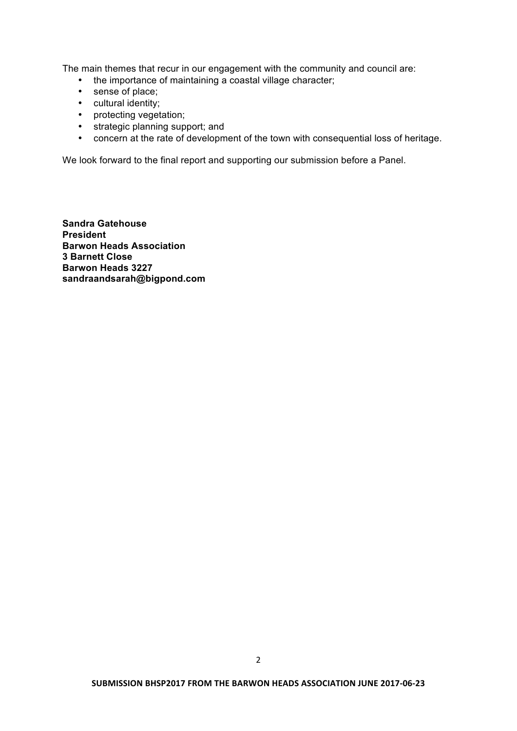The main themes that recur in our engagement with the community and council are:

- the importance of maintaining a coastal village character;
- sense of place;
- cultural identity;
- protecting vegetation;
- strategic planning support; and
- concern at the rate of development of the town with consequential loss of heritage.

We look forward to the final report and supporting our submission before a Panel.

**Sandra Gatehouse**
**President**
**Barwon Heads Association**
**3 Barnett Close**
**Barwon Heads 3227**
**sandraandsarah@bigpond.com**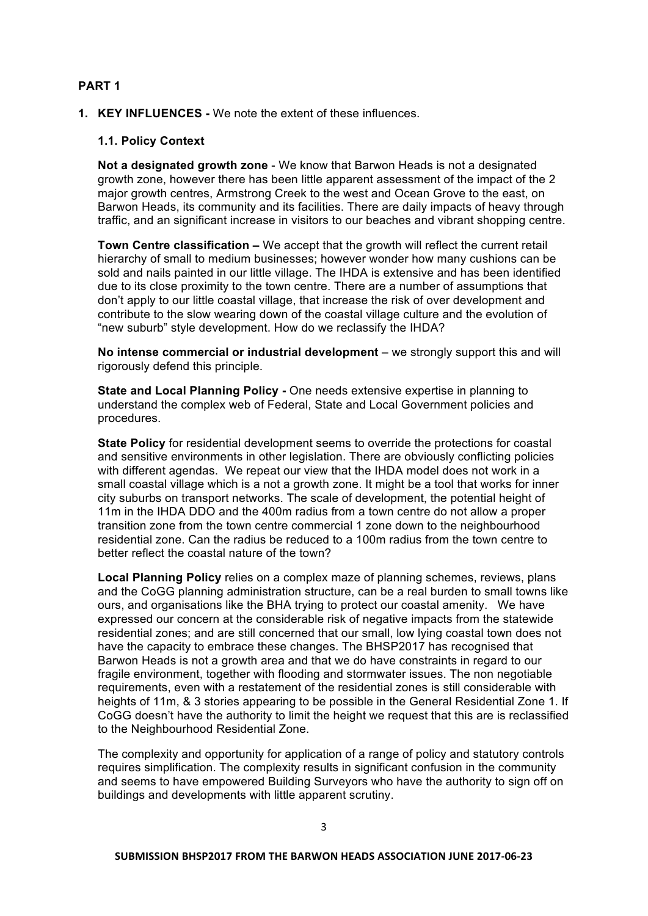## PART 1

### 1. KEY INFLUENCES - We note the extent of these influences.

#### 1.1. Policy Context

**Not a designated growth zone** - We know that Barwon Heads is not a designated growth zone, however there has been little apparent assessment of the impact of the 2 major growth centres, Armstrong Creek to the west and Ocean Grove to the east, on Barwon Heads, its community and its facilities. There are daily impacts of heavy through traffic, and an significant increase in visitors to our beaches and vibrant shopping centre.

**Town Centre classification –** We accept that the growth will reflect the current retail hierarchy of small to medium businesses; however wonder how many cushions can be sold and nails painted in our little village. The IHDA is extensive and has been identified due to its close proximity to the town centre. There are a number of assumptions that don't apply to our little coastal village, that increase the risk of over development and contribute to the slow wearing down of the coastal village culture and the evolution of "new suburb" style development. How do we reclassify the IHDA?

**No intense commercial or industrial development** – we strongly support this and will rigorously defend this principle.

**State and Local Planning Policy -** One needs extensive expertise in planning to understand the complex web of Federal, State and Local Government policies and procedures.

**State Policy** for residential development seems to override the protections for coastal and sensitive environments in other legislation. There are obviously conflicting policies with different agendas. We repeat our view that the IHDA model does not work in a small coastal village which is a not a growth zone. It might be a tool that works for inner city suburbs on transport networks. The scale of development, the potential height of 11m in the IHDA DDO and the 400m radius from a town centre do not allow a proper transition zone from the town centre commercial 1 zone down to the neighbourhood residential zone. Can the radius be reduced to a 100m radius from the town centre to better reflect the coastal nature of the town?

**Local Planning Policy** relies on a complex maze of planning schemes, reviews, plans and the CoGG planning administration structure, can be a real burden to small towns like ours, and organisations like the BHA trying to protect our coastal amenity. We have expressed our concern at the considerable risk of negative impacts from the statewide residential zones; and are still concerned that our small, low lying coastal town does not have the capacity to embrace these changes. The BHSP2017 has recognised that Barwon Heads is not a growth area and that we do have constraints in regard to our fragile environment, together with flooding and stormwater issues. The non negotiable requirements, even with a restatement of the residential zones is still considerable with heights of 11m, & 3 stories appearing to be possible in the General Residential Zone 1. If CoGG doesn't have the authority to limit the height we request that this are is reclassified to the Neighbourhood Residential Zone.

The complexity and opportunity for application of a range of policy and statutory controls requires simplification. The complexity results in significant confusion in the community and seems to have empowered Building Surveyors who have the authority to sign off on buildings and developments with little apparent scrutiny.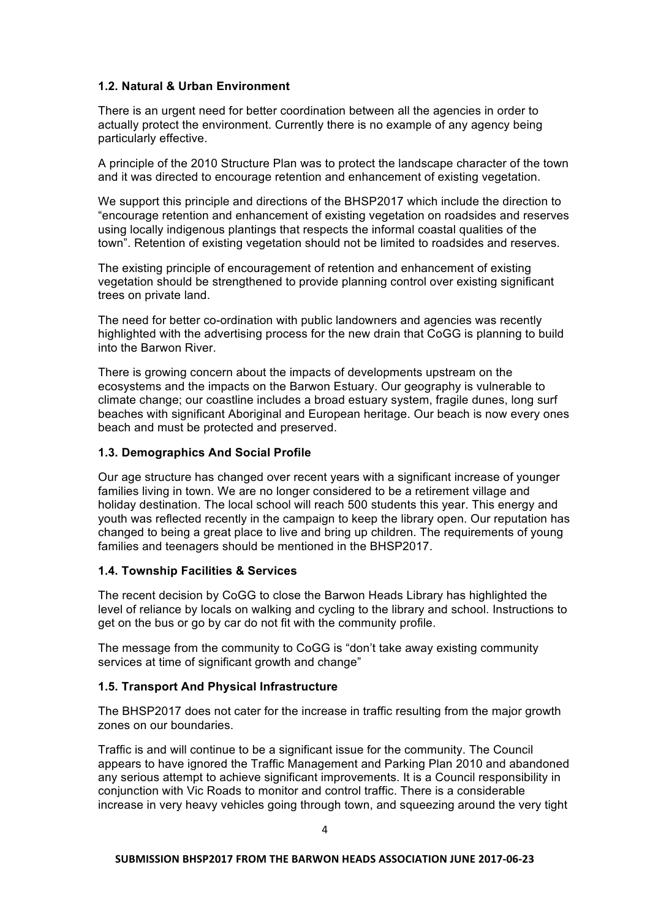### 1.2. Natural & Urban Environment

There is an urgent need for better coordination between all the agencies in order to actually protect the environment. Currently there is no example of any agency being particularly effective.

A principle of the 2010 Structure Plan was to protect the landscape character of the town and it was directed to encourage retention and enhancement of existing vegetation.

We support this principle and directions of the BHSP2017 which include the direction to "encourage retention and enhancement of existing vegetation on roadsides and reserves using locally indigenous plantings that respects the informal coastal qualities of the town". Retention of existing vegetation should not be limited to roadsides and reserves.

The existing principle of encouragement of retention and enhancement of existing vegetation should be strengthened to provide planning control over existing significant trees on private land.

The need for better co-ordination with public landowners and agencies was recently highlighted with the advertising process for the new drain that CoGG is planning to build into the Barwon River.

There is growing concern about the impacts of developments upstream on the ecosystems and the impacts on the Barwon Estuary. Our geography is vulnerable to climate change; our coastline includes a broad estuary system, fragile dunes, long surf beaches with significant Aboriginal and European heritage. Our beach is now every ones beach and must be protected and preserved.

### 1.3. Demographics And Social Profile

Our age structure has changed over recent years with a significant increase of younger families living in town. We are no longer considered to be a retirement village and holiday destination. The local school will reach 500 students this year. This energy and youth was reflected recently in the campaign to keep the library open. Our reputation has changed to being a great place to live and bring up children. The requirements of young families and teenagers should be mentioned in the BHSP2017.

### 1.4. Township Facilities & Services

The recent decision by CoGG to close the Barwon Heads Library has highlighted the level of reliance by locals on walking and cycling to the library and school. Instructions to get on the bus or go by car do not fit with the community profile.

The message from the community to CoGG is "don't take away existing community services at time of significant growth and change"

### 1.5. Transport And Physical Infrastructure

The BHSP2017 does not cater for the increase in traffic resulting from the major growth zones on our boundaries.

Traffic is and will continue to be a significant issue for the community. The Council appears to have ignored the Traffic Management and Parking Plan 2010 and abandoned any serious attempt to achieve significant improvements. It is a Council responsibility in conjunction with Vic Roads to monitor and control traffic. There is a considerable increase in very heavy vehicles going through town, and squeezing around the very tight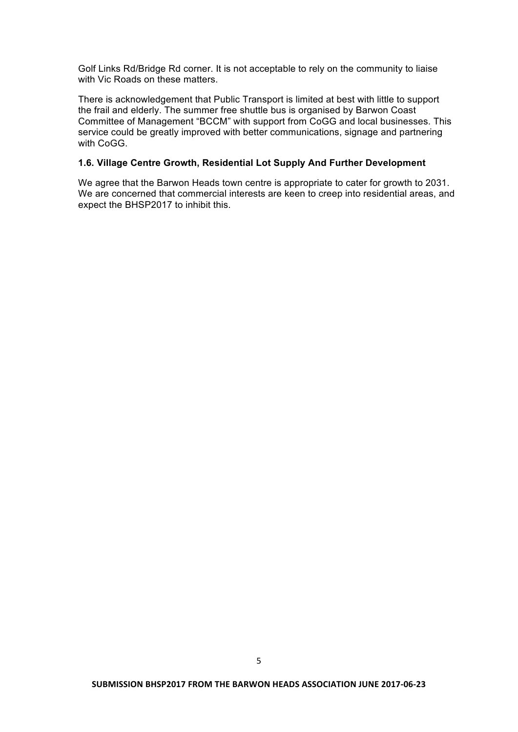Golf Links Rd/Bridge Rd corner. It is not acceptable to rely on the community to liaise with Vic Roads on these matters.

There is acknowledgement that Public Transport is limited at best with little to support the frail and elderly. The summer free shuttle bus is organised by Barwon Coast Committee of Management "BCCM" with support from CoGG and local businesses. This service could be greatly improved with better communications, signage and partnering with CoGG.

### 1.6. Village Centre Growth, Residential Lot Supply And Further Development

We agree that the Barwon Heads town centre is appropriate to cater for growth to 2031. We are concerned that commercial interests are keen to creep into residential areas, and expect the BHSP2017 to inhibit this.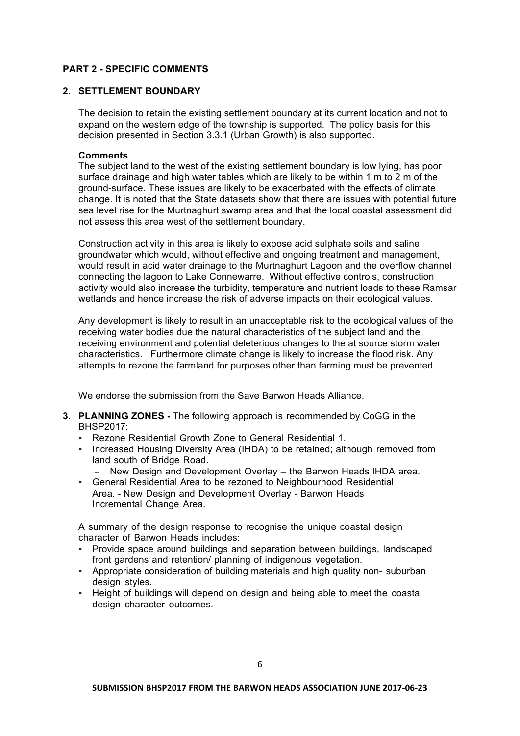## PART 2 - SPECIFIC COMMENTS

### 2. SETTLEMENT BOUNDARY

The decision to retain the existing settlement boundary at its current location and not to expand on the western edge of the township is supported. The policy basis for this decision presented in Section 3.3.1 (Urban Growth) is also supported.

**Comments**

The subject land to the west of the existing settlement boundary is low lying, has poor surface drainage and high water tables which are likely to be within 1 m to 2 m of the ground-surface. These issues are likely to be exacerbated with the effects of climate change. It is noted that the State datasets show that there are issues with potential future sea level rise for the Murtnaghurt swamp area and that the local coastal assessment did not assess this area west of the settlement boundary.

Construction activity in this area is likely to expose acid sulphate soils and saline groundwater which would, without effective and ongoing treatment and management, would result in acid water drainage to the Murtnaghurt Lagoon and the overflow channel connecting the lagoon to Lake Connewarre. Without effective controls, construction activity would also increase the turbidity, temperature and nutrient loads to these Ramsar wetlands and hence increase the risk of adverse impacts on their ecological values.

Any development is likely to result in an unacceptable risk to the ecological values of the receiving water bodies due the natural characteristics of the subject land and the receiving environment and potential deleterious changes to the at source storm water characteristics. Furthermore climate change is likely to increase the flood risk. Any attempts to rezone the farmland for purposes other than farming must be prevented.

We endorse the submission from the Save Barwon Heads Alliance.

### 3. PLANNING ZONES - The following approach is recommended by CoGG in the BHSP2017:

- Rezone Residential Growth Zone to General Residential 1.
- Increased Housing Diversity Area (IHDA) to be retained; although removed from land south of Bridge Road.
  - New Design and Development Overlay – the Barwon Heads IHDA area.
- General Residential Area to be rezoned to Neighbourhood Residential Area. - New Design and Development Overlay - Barwon Heads Incremental Change Area.

A summary of the design response to recognise the unique coastal design character of Barwon Heads includes:

- Provide space around buildings and separation between buildings, landscaped front gardens and retention/ planning of indigenous vegetation.
- Appropriate consideration of building materials and high quality non- suburban design styles.
- Height of buildings will depend on design and being able to meet the coastal design character outcomes.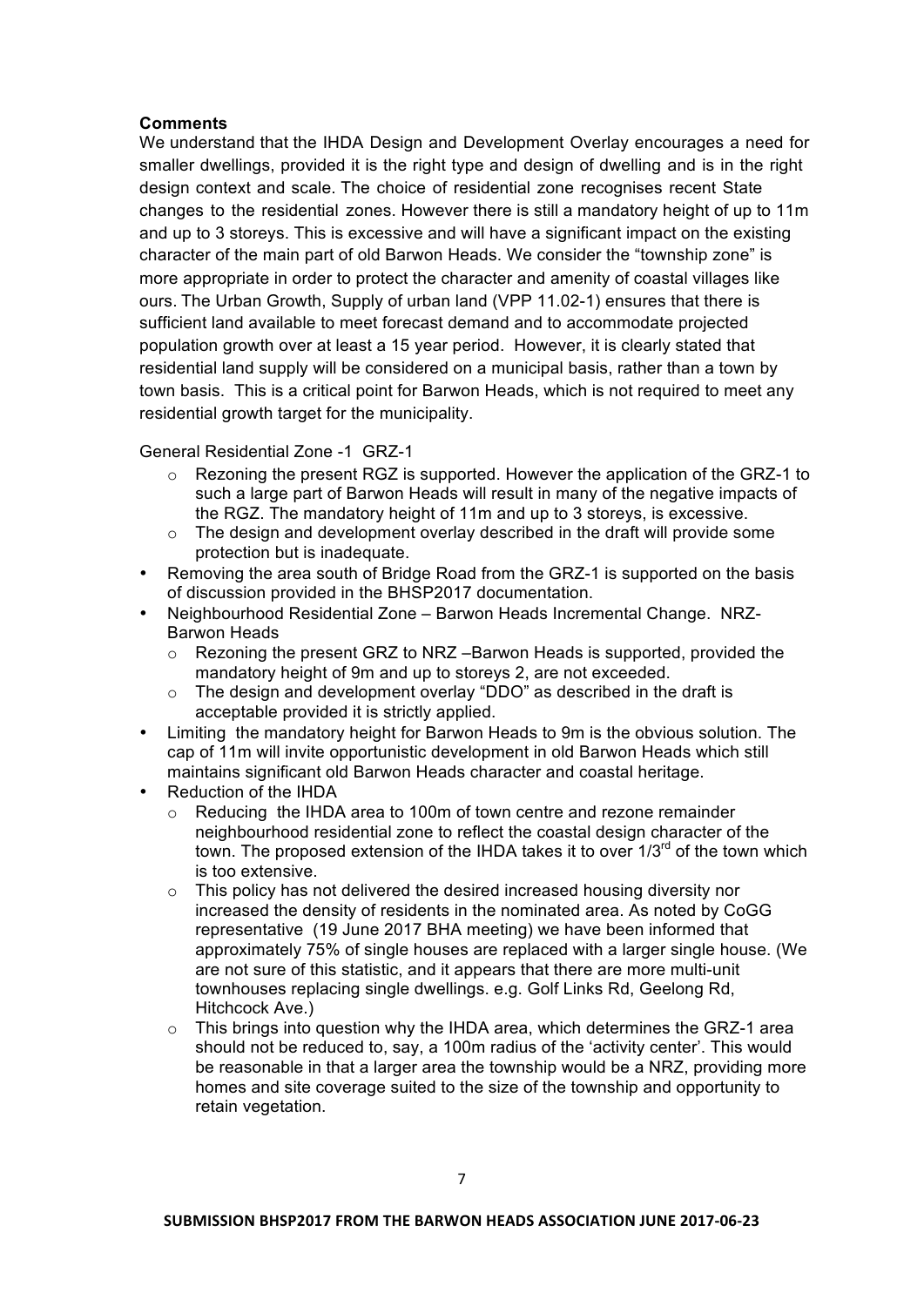**Comments**

We understand that the IHDA Design and Development Overlay encourages a need for smaller dwellings, provided it is the right type and design of dwelling and is in the right design context and scale. The choice of residential zone recognises recent State changes to the residential zones. However there is still a mandatory height of up to 11m and up to 3 storeys. This is excessive and will have a significant impact on the existing character of the main part of old Barwon Heads. We consider the "township zone" is more appropriate in order to protect the character and amenity of coastal villages like ours. The Urban Growth, Supply of urban land (VPP 11.02-1) ensures that there is sufficient land available to meet forecast demand and to accommodate projected population growth over at least a 15 year period. However, it is clearly stated that residential land supply will be considered on a municipal basis, rather than a town by town basis. This is a critical point for Barwon Heads, which is not required to meet any residential growth target for the municipality.

General Residential Zone -1 GRZ-1

- Rezoning the present RGZ is supported. However the application of the GRZ-1 to such a large part of Barwon Heads will result in many of the negative impacts of the RGZ. The mandatory height of 11m and up to 3 storeys, is excessive.
- The design and development overlay described in the draft will provide some protection but is inadequate.

- Removing the area south of Bridge Road from the GRZ-1 is supported on the basis of discussion provided in the BHSP2017 documentation.
- Neighbourhood Residential Zone – Barwon Heads Incremental Change. NRZ-Barwon Heads
  - Rezoning the present GRZ to NRZ –Barwon Heads is supported, provided the mandatory height of 9m and up to storeys 2, are not exceeded.
  - The design and development overlay "DDO" as described in the draft is acceptable provided it is strictly applied.
- Limiting the mandatory height for Barwon Heads to 9m is the obvious solution. The cap of 11m will invite opportunistic development in old Barwon Heads which still maintains significant old Barwon Heads character and coastal heritage.
- Reduction of the IHDA
  - Reducing the IHDA area to 100m of town centre and rezone remainder neighbourhood residential zone to reflect the coastal design character of the town. The proposed extension of the IHDA takes it to over 1/3rd of the town which is too extensive.
  - This policy has not delivered the desired increased housing diversity nor increased the density of residents in the nominated area. As noted by CoGG representative (19 June 2017 BHA meeting) we have been informed that approximately 75% of single houses are replaced with a larger single house. (We are not sure of this statistic, and it appears that there are more multi-unit townhouses replacing single dwellings. e.g. Golf Links Rd, Geelong Rd, Hitchcock Ave.)
  - This brings into question why the IHDA area, which determines the GRZ-1 area should not be reduced to, say, a 100m radius of the 'activity center'. This would be reasonable in that a larger area the township would be a NRZ, providing more homes and site coverage suited to the size of the township and opportunity to retain vegetation.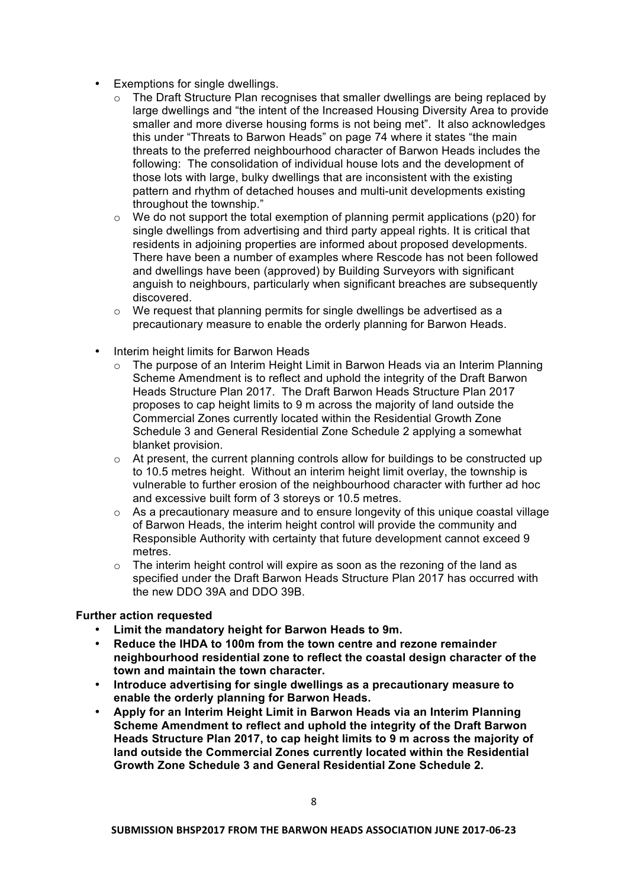- Exemptions for single dwellings.
    - The Draft Structure Plan recognises that smaller dwellings are being replaced by large dwellings and "the intent of the Increased Housing Diversity Area to provide smaller and more diverse housing forms is not being met". It also acknowledges this under "Threats to Barwon Heads" on page 74 where it states "the main threats to the preferred neighbourhood character of Barwon Heads includes the following: The consolidation of individual house lots and the development of those lots with large, bulky dwellings that are inconsistent with the existing pattern and rhythm of detached houses and multi-unit developments existing throughout the township."
    - We do not support the total exemption of planning permit applications (p20) for single dwellings from advertising and third party appeal rights. It is critical that residents in adjoining properties are informed about proposed developments. There have been a number of examples where Rescode has not been followed and dwellings have been (approved) by Building Surveyors with significant anguish to neighbours, particularly when significant breaches are subsequently discovered.
    - We request that planning permits for single dwellings be advertised as a precautionary measure to enable the orderly planning for Barwon Heads.
- Interim height limits for Barwon Heads
    - The purpose of an Interim Height Limit in Barwon Heads via an Interim Planning Scheme Amendment is to reflect and uphold the integrity of the Draft Barwon Heads Structure Plan 2017. The Draft Barwon Heads Structure Plan 2017 proposes to cap height limits to 9 m across the majority of land outside the Commercial Zones currently located within the Residential Growth Zone Schedule 3 and General Residential Zone Schedule 2 applying a somewhat blanket provision.
    - At present, the current planning controls allow for buildings to be constructed up to 10.5 metres height. Without an interim height limit overlay, the township is vulnerable to further erosion of the neighbourhood character with further ad hoc and excessive built form of 3 storeys or 10.5 metres.
    - As a precautionary measure and to ensure longevity of this unique coastal village of Barwon Heads, the interim height control will provide the community and Responsible Authority with certainty that future development cannot exceed 9 metres.
    - The interim height control will expire as soon as the rezoning of the land as specified under the Draft Barwon Heads Structure Plan 2017 has occurred with the new DDO 39A and DDO 39B.

**Further action requested**

- **Limit the mandatory height for Barwon Heads to 9m.**
- **Reduce the IHDA to 100m from the town centre and rezone remainder neighbourhood residential zone to reflect the coastal design character of the town and maintain the town character.**
- **Introduce advertising for single dwellings as a precautionary measure to enable the orderly planning for Barwon Heads.**
- **Apply for an Interim Height Limit in Barwon Heads via an Interim Planning Scheme Amendment to reflect and uphold the integrity of the Draft Barwon Heads Structure Plan 2017, to cap height limits to 9 m across the majority of land outside the Commercial Zones currently located within the Residential Growth Zone Schedule 3 and General Residential Zone Schedule 2.**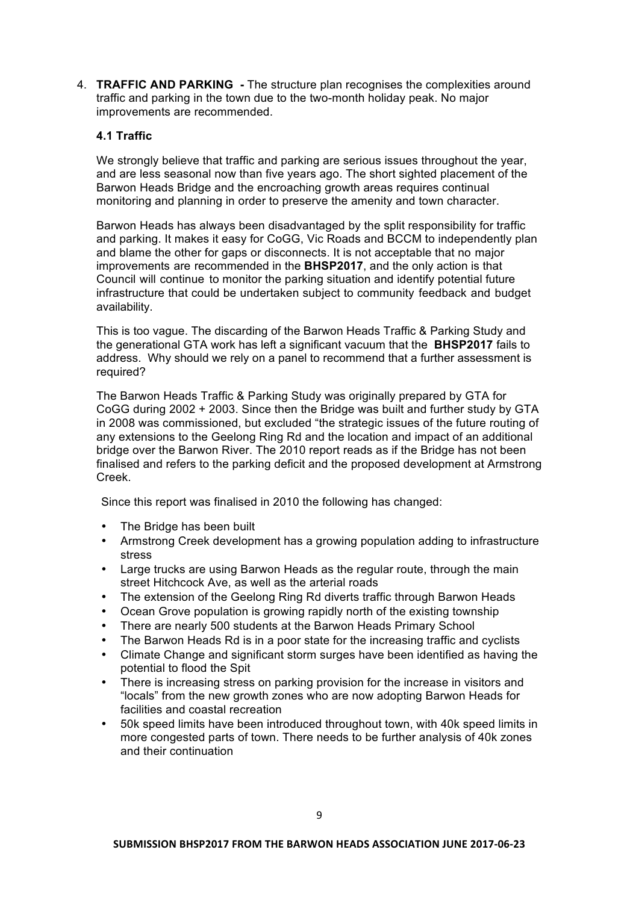4. **TRAFFIC AND PARKING -** The structure plan recognises the complexities around traffic and parking in the town due to the two-month holiday peak. No major improvements are recommended.

### 4.1 Traffic

We strongly believe that traffic and parking are serious issues throughout the year, and are less seasonal now than five years ago. The short sighted placement of the Barwon Heads Bridge and the encroaching growth areas requires continual monitoring and planning in order to preserve the amenity and town character.

Barwon Heads has always been disadvantaged by the split responsibility for traffic and parking. It makes it easy for CoGG, Vic Roads and BCCM to independently plan and blame the other for gaps or disconnects. It is not acceptable that no major improvements are recommended in the **BHSP2017**, and the only action is that Council will continue to monitor the parking situation and identify potential future infrastructure that could be undertaken subject to community feedback and budget availability.

This is too vague. The discarding of the Barwon Heads Traffic & Parking Study and the generational GTA work has left a significant vacuum that the **BHSP2017** fails to address. Why should we rely on a panel to recommend that a further assessment is required?

The Barwon Heads Traffic & Parking Study was originally prepared by GTA for CoGG during 2002 + 2003. Since then the Bridge was built and further study by GTA in 2008 was commissioned, but excluded "the strategic issues of the future routing of any extensions to the Geelong Ring Rd and the location and impact of an additional bridge over the Barwon River. The 2010 report reads as if the Bridge has not been finalised and refers to the parking deficit and the proposed development at Armstrong Creek.

Since this report was finalised in 2010 the following has changed:

- The Bridge has been built
- Armstrong Creek development has a growing population adding to infrastructure stress
- Large trucks are using Barwon Heads as the regular route, through the main street Hitchcock Ave, as well as the arterial roads
- The extension of the Geelong Ring Rd diverts traffic through Barwon Heads
- Ocean Grove population is growing rapidly north of the existing township
- There are nearly 500 students at the Barwon Heads Primary School
- The Barwon Heads Rd is in a poor state for the increasing traffic and cyclists
- Climate Change and significant storm surges have been identified as having the potential to flood the Spit
- There is increasing stress on parking provision for the increase in visitors and "locals" from the new growth zones who are now adopting Barwon Heads for facilities and coastal recreation
- 50k speed limits have been introduced throughout town, with 40k speed limits in more congested parts of town. There needs to be further analysis of 40k zones and their continuation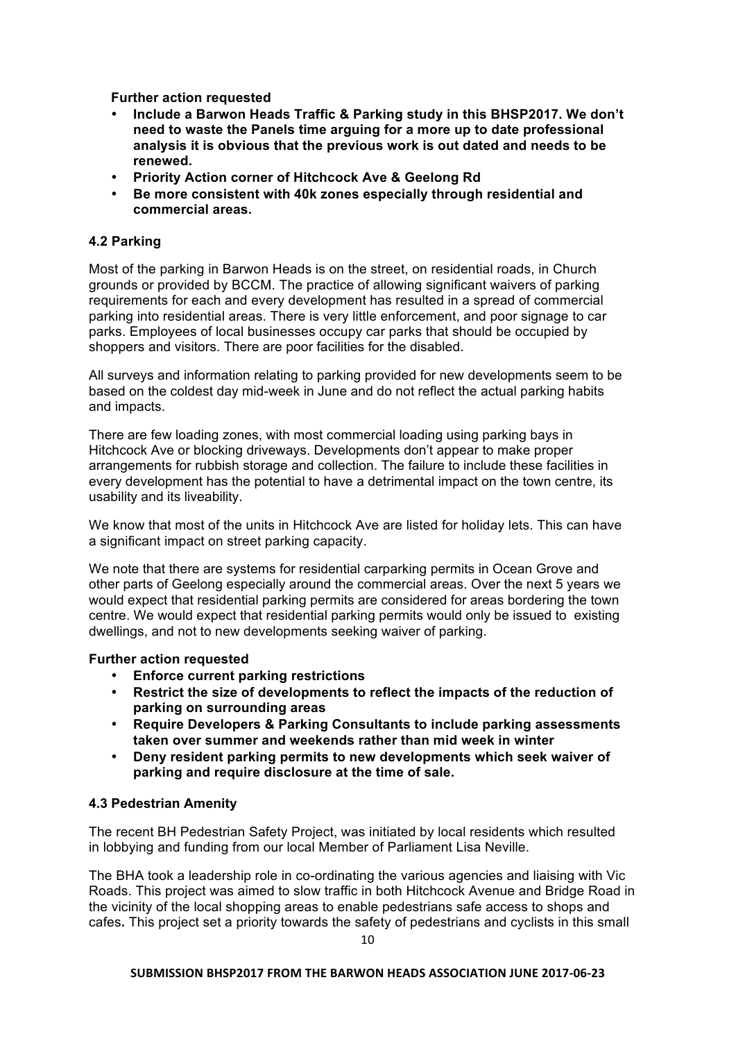**Further action requested**

- **Include a Barwon Heads Traffic & Parking study in this BHSP2017. We don't need to waste the Panels time arguing for a more up to date professional analysis it is obvious that the previous work is out dated and needs to be renewed.**
- **Priority Action corner of Hitchcock Ave & Geelong Rd**
- **Be more consistent with 40k zones especially through residential and commercial areas.**

### 4.2 Parking

Most of the parking in Barwon Heads is on the street, on residential roads, in Church grounds or provided by BCCM. The practice of allowing significant waivers of parking requirements for each and every development has resulted in a spread of commercial parking into residential areas. There is very little enforcement, and poor signage to car parks. Employees of local businesses occupy car parks that should be occupied by shoppers and visitors. There are poor facilities for the disabled.

All surveys and information relating to parking provided for new developments seem to be based on the coldest day mid-week in June and do not reflect the actual parking habits and impacts.

There are few loading zones, with most commercial loading using parking bays in Hitchcock Ave or blocking driveways. Developments don't appear to make proper arrangements for rubbish storage and collection. The failure to include these facilities in every development has the potential to have a detrimental impact on the town centre, its usability and its liveability.

We know that most of the units in Hitchcock Ave are listed for holiday lets. This can have a significant impact on street parking capacity.

We note that there are systems for residential carparking permits in Ocean Grove and other parts of Geelong especially around the commercial areas. Over the next 5 years we would expect that residential parking permits are considered for areas bordering the town centre. We would expect that residential parking permits would only be issued to existing dwellings, and not to new developments seeking waiver of parking.

**Further action requested**

- **Enforce current parking restrictions**
- **Restrict the size of developments to reflect the impacts of the reduction of parking on surrounding areas**
- **Require Developers & Parking Consultants to include parking assessments taken over summer and weekends rather than mid week in winter**
- **Deny resident parking permits to new developments which seek waiver of parking and require disclosure at the time of sale.**

### 4.3 Pedestrian Amenity

The recent BH Pedestrian Safety Project, was initiated by local residents which resulted in lobbying and funding from our local Member of Parliament Lisa Neville.

The BHA took a leadership role in co-ordinating the various agencies and liaising with Vic Roads. This project was aimed to slow traffic in both Hitchcock Avenue and Bridge Road in the vicinity of the local shopping areas to enable pedestrians safe access to shops and cafes**.** This project set a priority towards the safety of pedestrians and cyclists in this small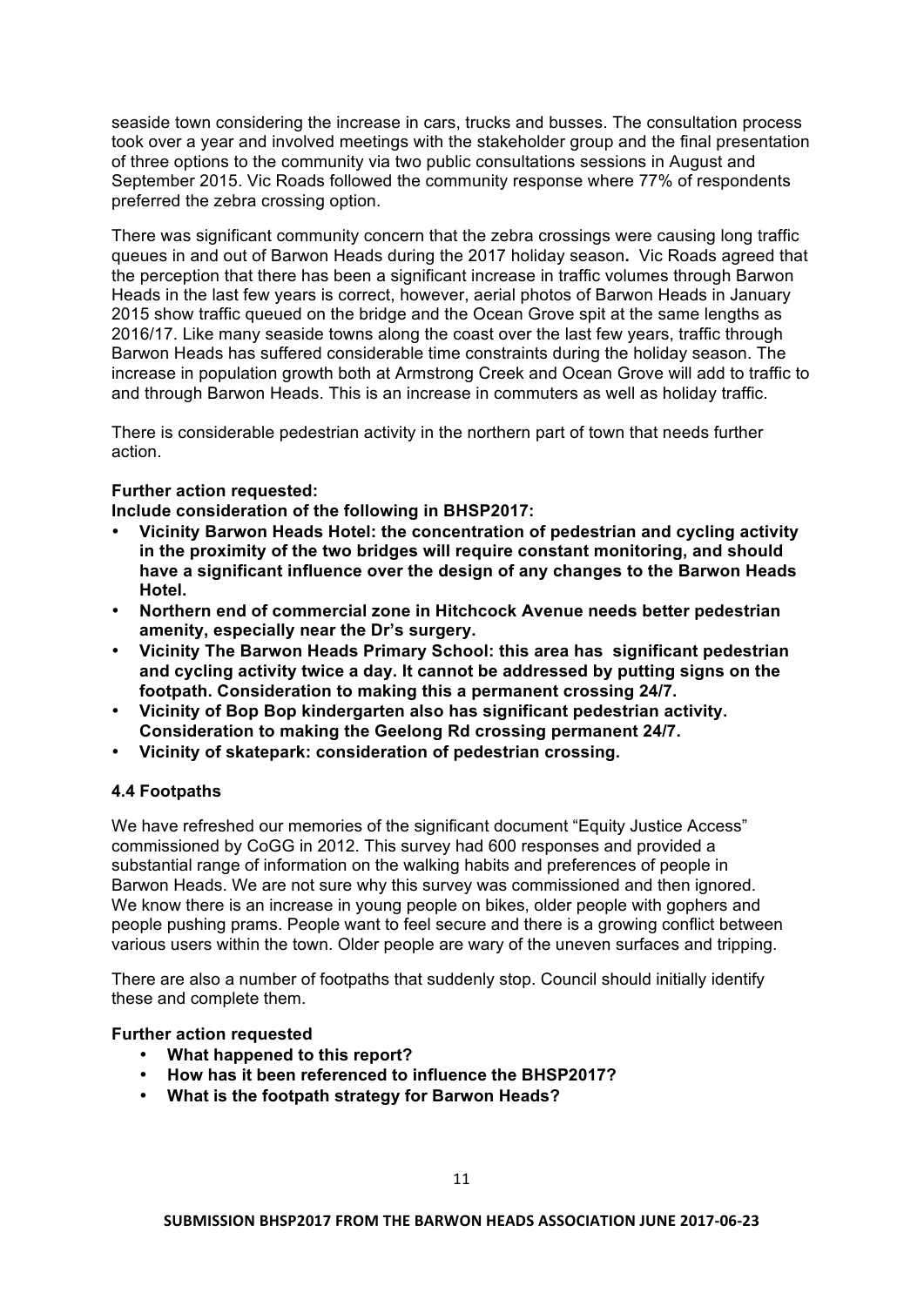seaside town considering the increase in cars, trucks and busses. The consultation process took over a year and involved meetings with the stakeholder group and the final presentation of three options to the community via two public consultations sessions in August and September 2015. Vic Roads followed the community response where 77% of respondents preferred the zebra crossing option.

There was significant community concern that the zebra crossings were causing long traffic queues in and out of Barwon Heads during the 2017 holiday season**.** Vic Roads agreed that the perception that there has been a significant increase in traffic volumes through Barwon Heads in the last few years is correct, however, aerial photos of Barwon Heads in January 2015 show traffic queued on the bridge and the Ocean Grove spit at the same lengths as 2016/17. Like many seaside towns along the coast over the last few years, traffic through Barwon Heads has suffered considerable time constraints during the holiday season. The increase in population growth both at Armstrong Creek and Ocean Grove will add to traffic to and through Barwon Heads. This is an increase in commuters as well as holiday traffic.

There is considerable pedestrian activity in the northern part of town that needs further action.

**Further action requested:**
**Include consideration of the following in BHSP2017:**

- **Vicinity Barwon Heads Hotel: the concentration of pedestrian and cycling activity in the proximity of the two bridges will require constant monitoring, and should have a significant influence over the design of any changes to the Barwon Heads Hotel.**
- **Northern end of commercial zone in Hitchcock Avenue needs better pedestrian amenity, especially near the Dr's surgery.**
- **Vicinity The Barwon Heads Primary School: this area has significant pedestrian and cycling activity twice a day. It cannot be addressed by putting signs on the footpath. Consideration to making this a permanent crossing 24/7.**
- **Vicinity of Bop Bop kindergarten also has significant pedestrian activity. Consideration to making the Geelong Rd crossing permanent 24/7.**
- **Vicinity of skatepark: consideration of pedestrian crossing.**

### 4.4 Footpaths

We have refreshed our memories of the significant document "Equity Justice Access" commissioned by CoGG in 2012. This survey had 600 responses and provided a substantial range of information on the walking habits and preferences of people in Barwon Heads. We are not sure why this survey was commissioned and then ignored. We know there is an increase in young people on bikes, older people with gophers and people pushing prams. People want to feel secure and there is a growing conflict between various users within the town. Older people are wary of the uneven surfaces and tripping.

There are also a number of footpaths that suddenly stop. Council should initially identify these and complete them.

**Further action requested**

- **What happened to this report?**
- **How has it been referenced to influence the BHSP2017?**
- **What is the footpath strategy for Barwon Heads?**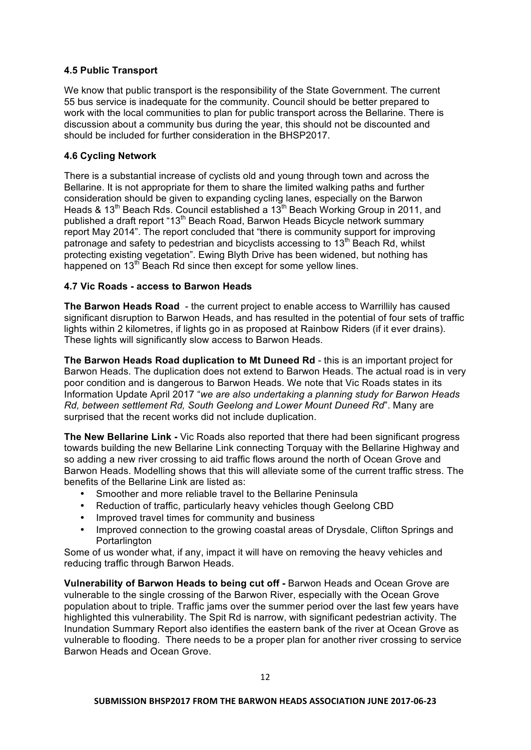### 4.5 Public Transport

We know that public transport is the responsibility of the State Government. The current 55 bus service is inadequate for the community. Council should be better prepared to work with the local communities to plan for public transport across the Bellarine. There is discussion about a community bus during the year, this should not be discounted and should be included for further consideration in the BHSP2017.

### 4.6 Cycling Network

There is a substantial increase of cyclists old and young through town and across the Bellarine. It is not appropriate for them to share the limited walking paths and further consideration should be given to expanding cycling lanes, especially on the Barwon Heads & 13th Beach Rds. Council established a 13th Beach Working Group in 2011, and published a draft report "13th Beach Road, Barwon Heads Bicycle network summary report May 2014". The report concluded that "there is community support for improving patronage and safety to pedestrian and bicyclists accessing to 13th Beach Rd, whilst protecting existing vegetation". Ewing Blyth Drive has been widened, but nothing has happened on 13th Beach Rd since then except for some yellow lines.

### 4.7 Vic Roads - access to Barwon Heads

**The Barwon Heads Road** - the current project to enable access to Warrillily has caused significant disruption to Barwon Heads, and has resulted in the potential of four sets of traffic lights within 2 kilometres, if lights go in as proposed at Rainbow Riders (if it ever drains). These lights will significantly slow access to Barwon Heads.

**The Barwon Heads Road duplication to Mt Duneed Rd** - this is an important project for Barwon Heads. The duplication does not extend to Barwon Heads. The actual road is in very poor condition and is dangerous to Barwon Heads. We note that Vic Roads states in its Information Update April 2017 "*we are also undertaking a planning study for Barwon Heads Rd, between settlement Rd, South Geelong and Lower Mount Duneed Rd*". Many are surprised that the recent works did not include duplication.

**The New Bellarine Link -** Vic Roads also reported that there had been significant progress towards building the new Bellarine Link connecting Torquay with the Bellarine Highway and so adding a new river crossing to aid traffic flows around the north of Ocean Grove and Barwon Heads. Modelling shows that this will alleviate some of the current traffic stress. The benefits of the Bellarine Link are listed as:

- Smoother and more reliable travel to the Bellarine Peninsula
- Reduction of traffic, particularly heavy vehicles though Geelong CBD
- Improved travel times for community and business
- Improved connection to the growing coastal areas of Drysdale, Clifton Springs and Portarlington

Some of us wonder what, if any, impact it will have on removing the heavy vehicles and reducing traffic through Barwon Heads.

**Vulnerability of Barwon Heads to being cut off -** Barwon Heads and Ocean Grove are vulnerable to the single crossing of the Barwon River, especially with the Ocean Grove population about to triple. Traffic jams over the summer period over the last few years have highlighted this vulnerability. The Spit Rd is narrow, with significant pedestrian activity. The Inundation Summary Report also identifies the eastern bank of the river at Ocean Grove as vulnerable to flooding. There needs to be a proper plan for another river crossing to service Barwon Heads and Ocean Grove.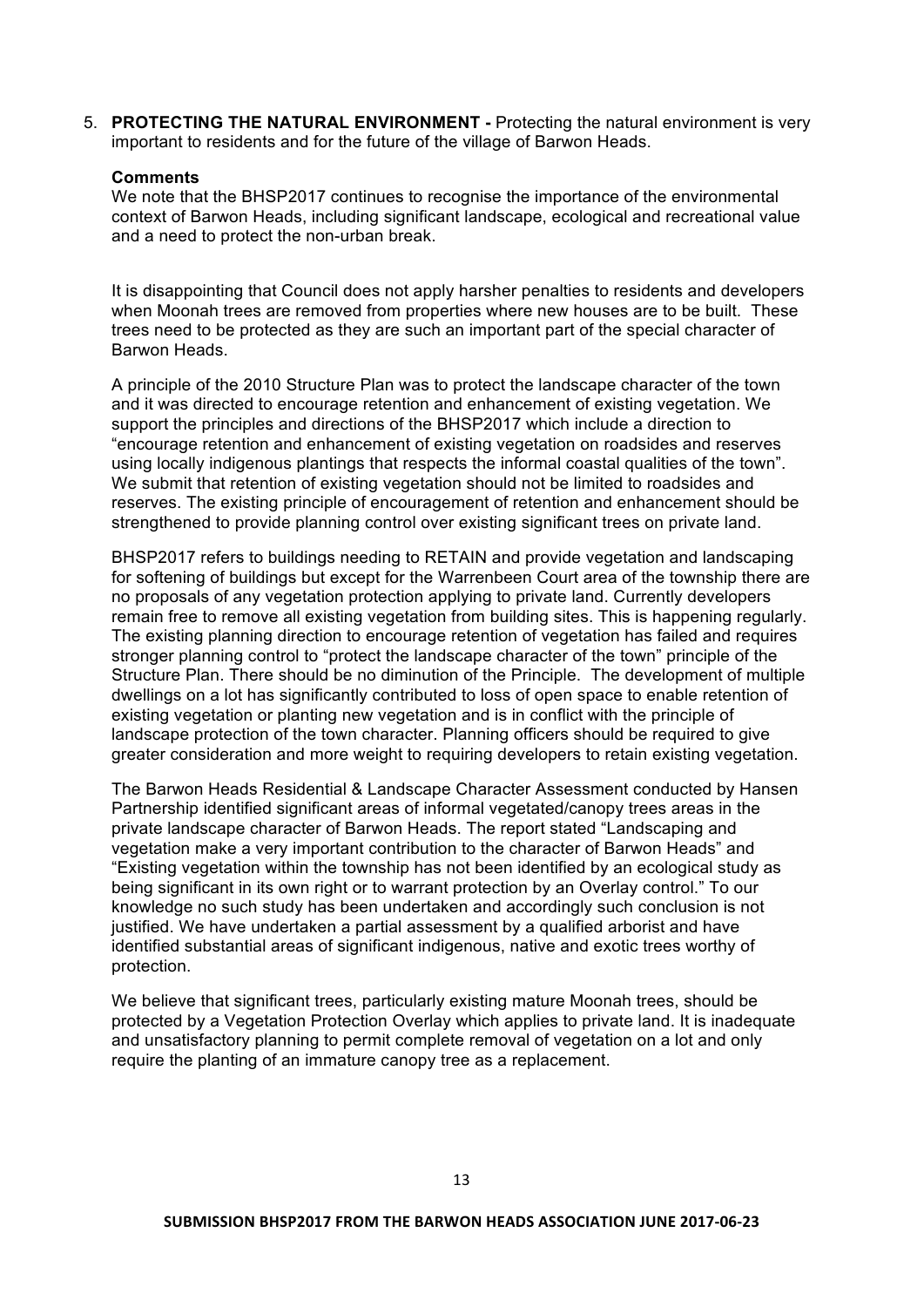5. **PROTECTING THE NATURAL ENVIRONMENT -** Protecting the natural environment is very important to residents and for the future of the village of Barwon Heads.

   **Comments**

   We note that the BHSP2017 continues to recognise the importance of the environmental context of Barwon Heads, including significant landscape, ecological and recreational value and a need to protect the non-urban break.

   It is disappointing that Council does not apply harsher penalties to residents and developers when Moonah trees are removed from properties where new houses are to be built. These trees need to be protected as they are such an important part of the special character of Barwon Heads.

   A principle of the 2010 Structure Plan was to protect the landscape character of the town and it was directed to encourage retention and enhancement of existing vegetation. We support the principles and directions of the BHSP2017 which include a direction to "encourage retention and enhancement of existing vegetation on roadsides and reserves using locally indigenous plantings that respects the informal coastal qualities of the town". We submit that retention of existing vegetation should not be limited to roadsides and reserves. The existing principle of encouragement of retention and enhancement should be strengthened to provide planning control over existing significant trees on private land.

   BHSP2017 refers to buildings needing to RETAIN and provide vegetation and landscaping for softening of buildings but except for the Warrenbeen Court area of the township there are no proposals of any vegetation protection applying to private land. Currently developers remain free to remove all existing vegetation from building sites. This is happening regularly. The existing planning direction to encourage retention of vegetation has failed and requires stronger planning control to "protect the landscape character of the town" principle of the Structure Plan. There should be no diminution of the Principle. The development of multiple dwellings on a lot has significantly contributed to loss of open space to enable retention of existing vegetation or planting new vegetation and is in conflict with the principle of landscape protection of the town character. Planning officers should be required to give greater consideration and more weight to requiring developers to retain existing vegetation.

   The Barwon Heads Residential & Landscape Character Assessment conducted by Hansen Partnership identified significant areas of informal vegetated/canopy trees areas in the private landscape character of Barwon Heads. The report stated "Landscaping and vegetation make a very important contribution to the character of Barwon Heads" and "Existing vegetation within the township has not been identified by an ecological study as being significant in its own right or to warrant protection by an Overlay control." To our knowledge no such study has been undertaken and accordingly such conclusion is not justified. We have undertaken a partial assessment by a qualified arborist and have identified substantial areas of significant indigenous, native and exotic trees worthy of protection.

   We believe that significant trees, particularly existing mature Moonah trees, should be protected by a Vegetation Protection Overlay which applies to private land. It is inadequate and unsatisfactory planning to permit complete removal of vegetation on a lot and only require the planting of an immature canopy tree as a replacement.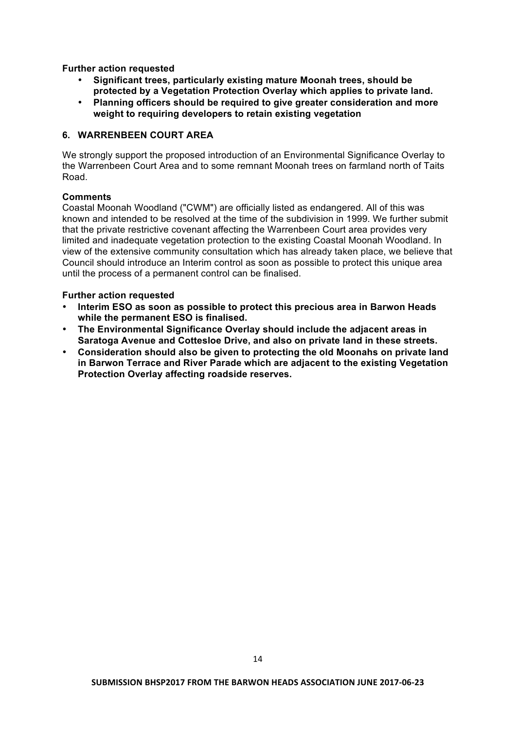**Further action requested**

- **Significant trees, particularly existing mature Moonah trees, should be protected by a Vegetation Protection Overlay which applies to private land.**
- **Planning officers should be required to give greater consideration and more weight to requiring developers to retain existing vegetation**

## 6. WARRENBEEN COURT AREA

We strongly support the proposed introduction of an Environmental Significance Overlay to the Warrenbeen Court Area and to some remnant Moonah trees on farmland north of Taits Road.

**Comments**

Coastal Moonah Woodland ("CWM") are officially listed as endangered. All of this was known and intended to be resolved at the time of the subdivision in 1999. We further submit that the private restrictive covenant affecting the Warrenbeen Court area provides very limited and inadequate vegetation protection to the existing Coastal Moonah Woodland. In view of the extensive community consultation which has already taken place, we believe that Council should introduce an Interim control as soon as possible to protect this unique area until the process of a permanent control can be finalised.

**Further action requested**

- **Interim ESO as soon as possible to protect this precious area in Barwon Heads while the permanent ESO is finalised.**
- **The Environmental Significance Overlay should include the adjacent areas in Saratoga Avenue and Cottesloe Drive, and also on private land in these streets.**
- **Consideration should also be given to protecting the old Moonahs on private land in Barwon Terrace and River Parade which are adjacent to the existing Vegetation Protection Overlay affecting roadside reserves.**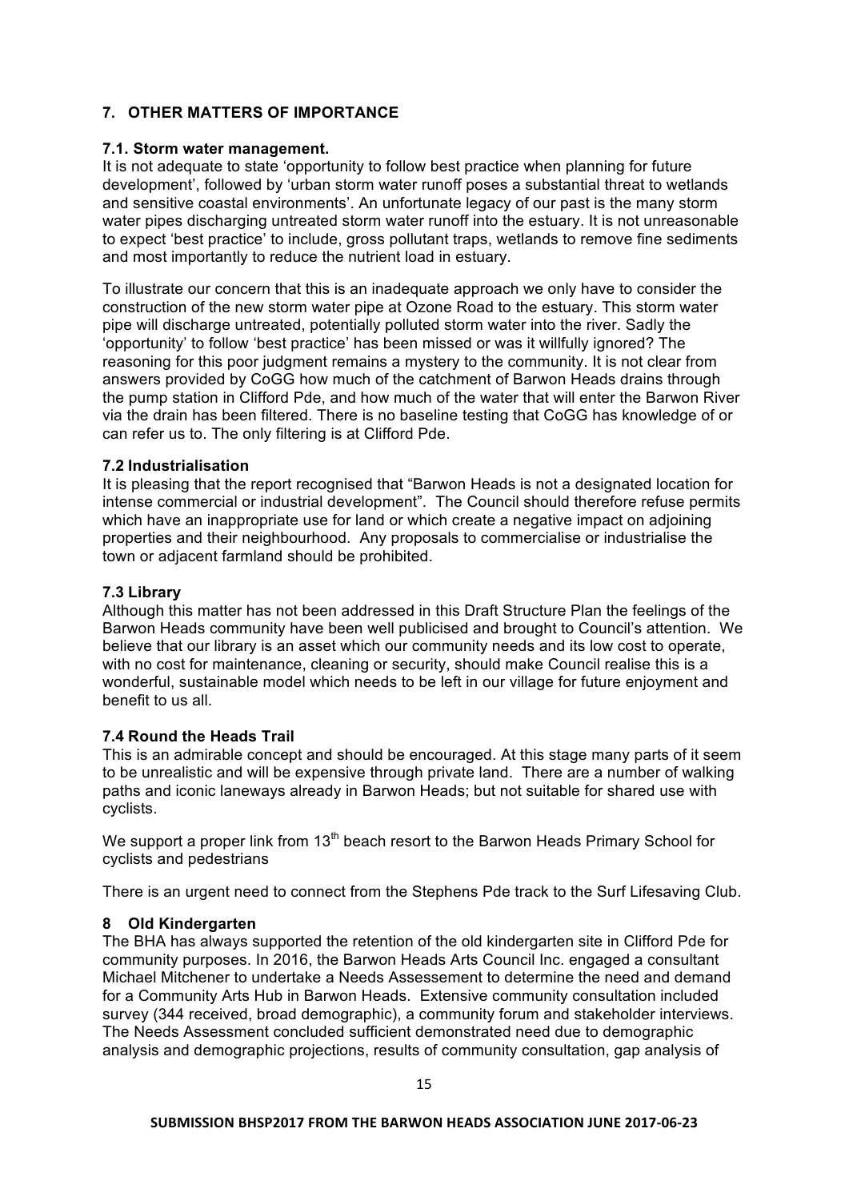## 7. OTHER MATTERS OF IMPORTANCE

### 7.1. Storm water management.

It is not adequate to state 'opportunity to follow best practice when planning for future development', followed by 'urban storm water runoff poses a substantial threat to wetlands and sensitive coastal environments'. An unfortunate legacy of our past is the many storm water pipes discharging untreated storm water runoff into the estuary. It is not unreasonable to expect 'best practice' to include, gross pollutant traps, wetlands to remove fine sediments and most importantly to reduce the nutrient load in estuary.

To illustrate our concern that this is an inadequate approach we only have to consider the construction of the new storm water pipe at Ozone Road to the estuary. This storm water pipe will discharge untreated, potentially polluted storm water into the river. Sadly the 'opportunity' to follow 'best practice' has been missed or was it willfully ignored? The reasoning for this poor judgment remains a mystery to the community. It is not clear from answers provided by CoGG how much of the catchment of Barwon Heads drains through the pump station in Clifford Pde, and how much of the water that will enter the Barwon River via the drain has been filtered. There is no baseline testing that CoGG has knowledge of or can refer us to. The only filtering is at Clifford Pde.

### 7.2 Industrialisation

It is pleasing that the report recognised that "Barwon Heads is not a designated location for intense commercial or industrial development". The Council should therefore refuse permits which have an inappropriate use for land or which create a negative impact on adjoining properties and their neighbourhood. Any proposals to commercialise or industrialise the town or adjacent farmland should be prohibited.

### 7.3 Library

Although this matter has not been addressed in this Draft Structure Plan the feelings of the Barwon Heads community have been well publicised and brought to Council's attention. We believe that our library is an asset which our community needs and its low cost to operate, with no cost for maintenance, cleaning or security, should make Council realise this is a wonderful, sustainable model which needs to be left in our village for future enjoyment and benefit to us all.

### 7.4 Round the Heads Trail

This is an admirable concept and should be encouraged. At this stage many parts of it seem to be unrealistic and will be expensive through private land. There are a number of walking paths and iconic laneways already in Barwon Heads; but not suitable for shared use with cyclists.

We support a proper link from 13th beach resort to the Barwon Heads Primary School for cyclists and pedestrians

There is an urgent need to connect from the Stephens Pde track to the Surf Lifesaving Club.

## 8 Old Kindergarten

The BHA has always supported the retention of the old kindergarten site in Clifford Pde for community purposes. In 2016, the Barwon Heads Arts Council Inc. engaged a consultant Michael Mitchener to undertake a Needs Assessement to determine the need and demand for a Community Arts Hub in Barwon Heads. Extensive community consultation included survey (344 received, broad demographic), a community forum and stakeholder interviews. The Needs Assessment concluded sufficient demonstrated need due to demographic analysis and demographic projections, results of community consultation, gap analysis of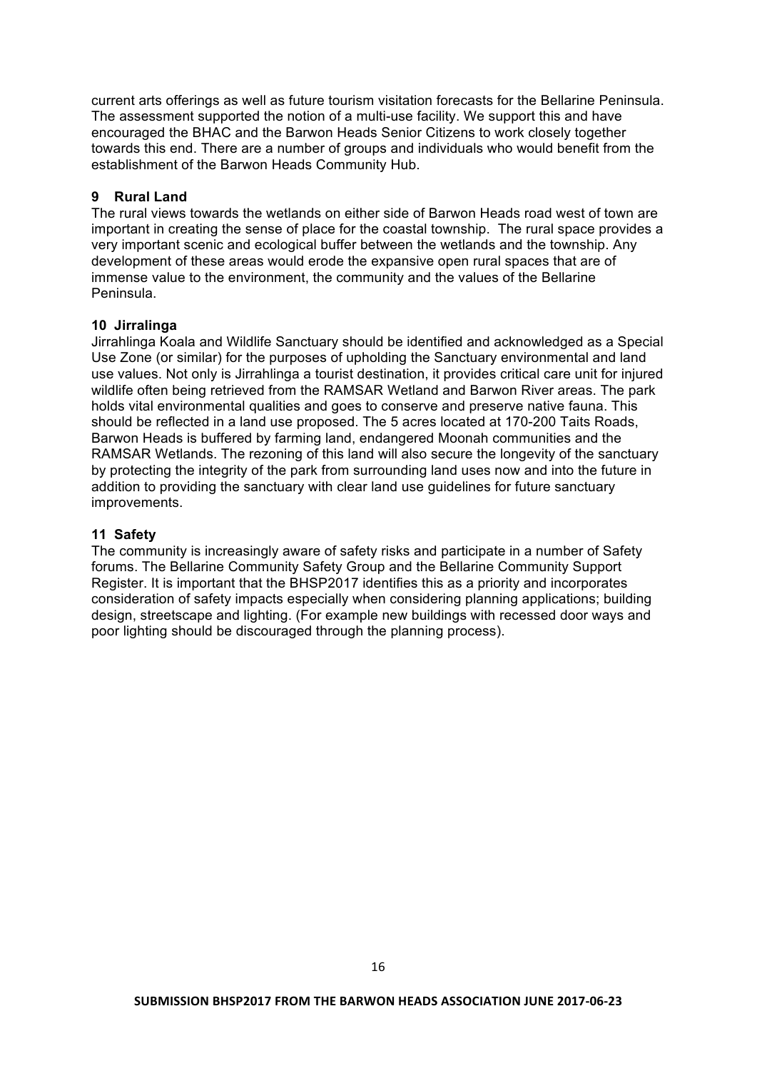current arts offerings as well as future tourism visitation forecasts for the Bellarine Peninsula. The assessment supported the notion of a multi-use facility. We support this and have encouraged the BHAC and the Barwon Heads Senior Citizens to work closely together towards this end. There are a number of groups and individuals who would benefit from the establishment of the Barwon Heads Community Hub.

### 9 Rural Land

The rural views towards the wetlands on either side of Barwon Heads road west of town are important in creating the sense of place for the coastal township. The rural space provides a very important scenic and ecological buffer between the wetlands and the township. Any development of these areas would erode the expansive open rural spaces that are of immense value to the environment, the community and the values of the Bellarine Peninsula.

### 10 Jirralinga

Jirrahlinga Koala and Wildlife Sanctuary should be identified and acknowledged as a Special Use Zone (or similar) for the purposes of upholding the Sanctuary environmental and land use values. Not only is Jirrahlinga a tourist destination, it provides critical care unit for injured wildlife often being retrieved from the RAMSAR Wetland and Barwon River areas. The park holds vital environmental qualities and goes to conserve and preserve native fauna. This should be reflected in a land use proposed. The 5 acres located at 170-200 Taits Roads, Barwon Heads is buffered by farming land, endangered Moonah communities and the RAMSAR Wetlands. The rezoning of this land will also secure the longevity of the sanctuary by protecting the integrity of the park from surrounding land uses now and into the future in addition to providing the sanctuary with clear land use guidelines for future sanctuary improvements.

### 11 Safety

The community is increasingly aware of safety risks and participate in a number of Safety forums. The Bellarine Community Safety Group and the Bellarine Community Support Register. It is important that the BHSP2017 identifies this as a priority and incorporates consideration of safety impacts especially when considering planning applications; building design, streetscape and lighting. (For example new buildings with recessed door ways and poor lighting should be discouraged through the planning process).